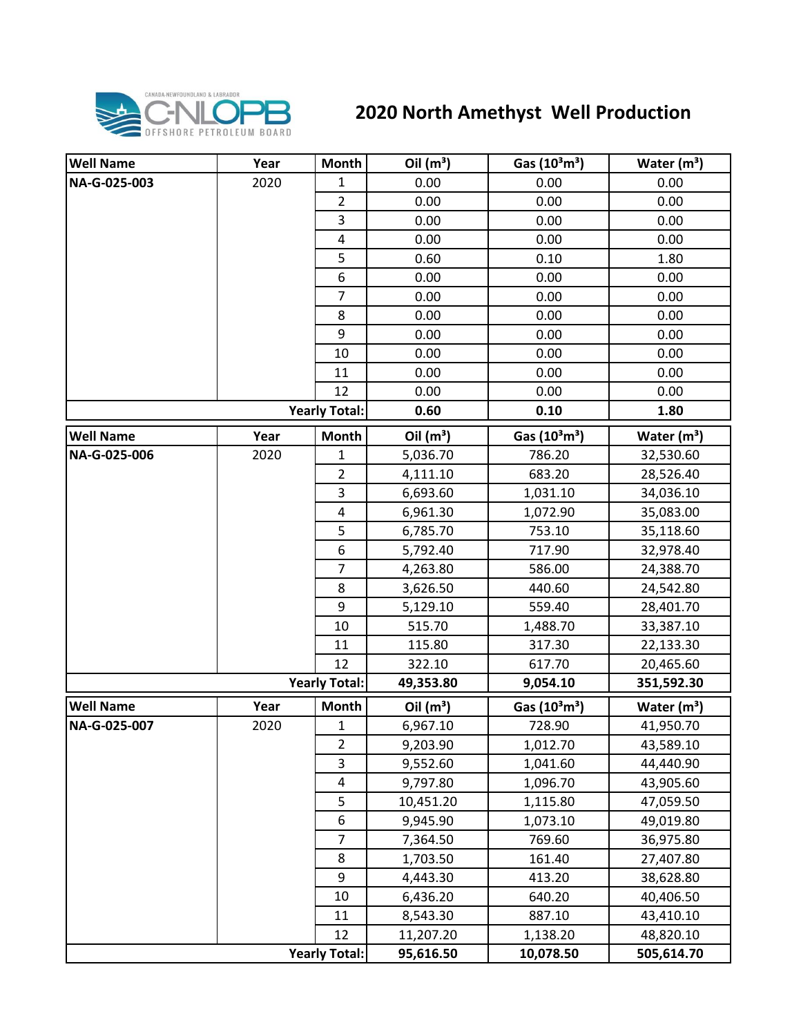# 2020 North Amethyst Well Production

| Well Name | Year | Month | Oil ($m^3$) | Gas ($10^3m^3$) | Water ($m^3$) |
|---|---|---|---|---|---|
| NA-G-025-003 | 2020 | 1 | 0.00 | 0.00 | 0.00 |
| | | 2 | 0.00 | 0.00 | 0.00 |
| | | 3 | 0.00 | 0.00 | 0.00 |
| | | 4 | 0.00 | 0.00 | 0.00 |
| | | 5 | 0.60 | 0.10 | 1.80 |
| | | 6 | 0.00 | 0.00 | 0.00 |
| | | 7 | 0.00 | 0.00 | 0.00 |
| | | 8 | 0.00 | 0.00 | 0.00 |
| | | 9 | 0.00 | 0.00 | 0.00 |
| | | 10 | 0.00 | 0.00 | 0.00 |
| | | 11 | 0.00 | 0.00 | 0.00 |
| | | 12 | 0.00 | 0.00 | 0.00 |
| | | **Yearly Total:** | **0.60** | **0.10** | **1.80** |

| Well Name | Year | Month | Oil ($m^3$) | Gas ($10^3m^3$) | Water ($m^3$) |
|---|---|---|---|---|---|
| NA-G-025-006 | 2020 | 1 | 5,036.70 | 786.20 | 32,530.60 |
| | | 2 | 4,111.10 | 683.20 | 28,526.40 |
| | | 3 | 6,693.60 | 1,031.10 | 34,036.10 |
| | | 4 | 6,961.30 | 1,072.90 | 35,083.00 |
| | | 5 | 6,785.70 | 753.10 | 35,118.60 |
| | | 6 | 5,792.40 | 717.90 | 32,978.40 |
| | | 7 | 4,263.80 | 586.00 | 24,388.70 |
| | | 8 | 3,626.50 | 440.60 | 24,542.80 |
| | | 9 | 5,129.10 | 559.40 | 28,401.70 |
| | | 10 | 515.70 | 1,488.70 | 33,387.10 |
| | | 11 | 115.80 | 317.30 | 22,133.30 |
| | | 12 | 322.10 | 617.70 | 20,465.60 |
| | | **Yearly Total:** | **49,353.80** | **9,054.10** | **351,592.30** |

| Well Name | Year | Month | Oil ($m^3$) | Gas ($10^3m^3$) | Water ($m^3$) |
|---|---|---|---|---|---|
| NA-G-025-007 | 2020 | 1 | 6,967.10 | 728.90 | 41,950.70 |
| | | 2 | 9,203.90 | 1,012.70 | 43,589.10 |
| | | 3 | 9,552.60 | 1,041.60 | 44,440.90 |
| | | 4 | 9,797.80 | 1,096.70 | 43,905.60 |
| | | 5 | 10,451.20 | 1,115.80 | 47,059.50 |
| | | 6 | 9,945.90 | 1,073.10 | 49,019.80 |
| | | 7 | 7,364.50 | 769.60 | 36,975.80 |
| | | 8 | 1,703.50 | 161.40 | 27,407.80 |
| | | 9 | 4,443.30 | 413.20 | 38,628.80 |
| | | 10 | 6,436.20 | 640.20 | 40,406.50 |
| | | 11 | 8,543.30 | 887.10 | 43,410.10 |
| | | 12 | 11,207.20 | 1,138.20 | 48,820.10 |
| | | **Yearly Total:** | **95,616.50** | **10,078.50** | **505,614.70** |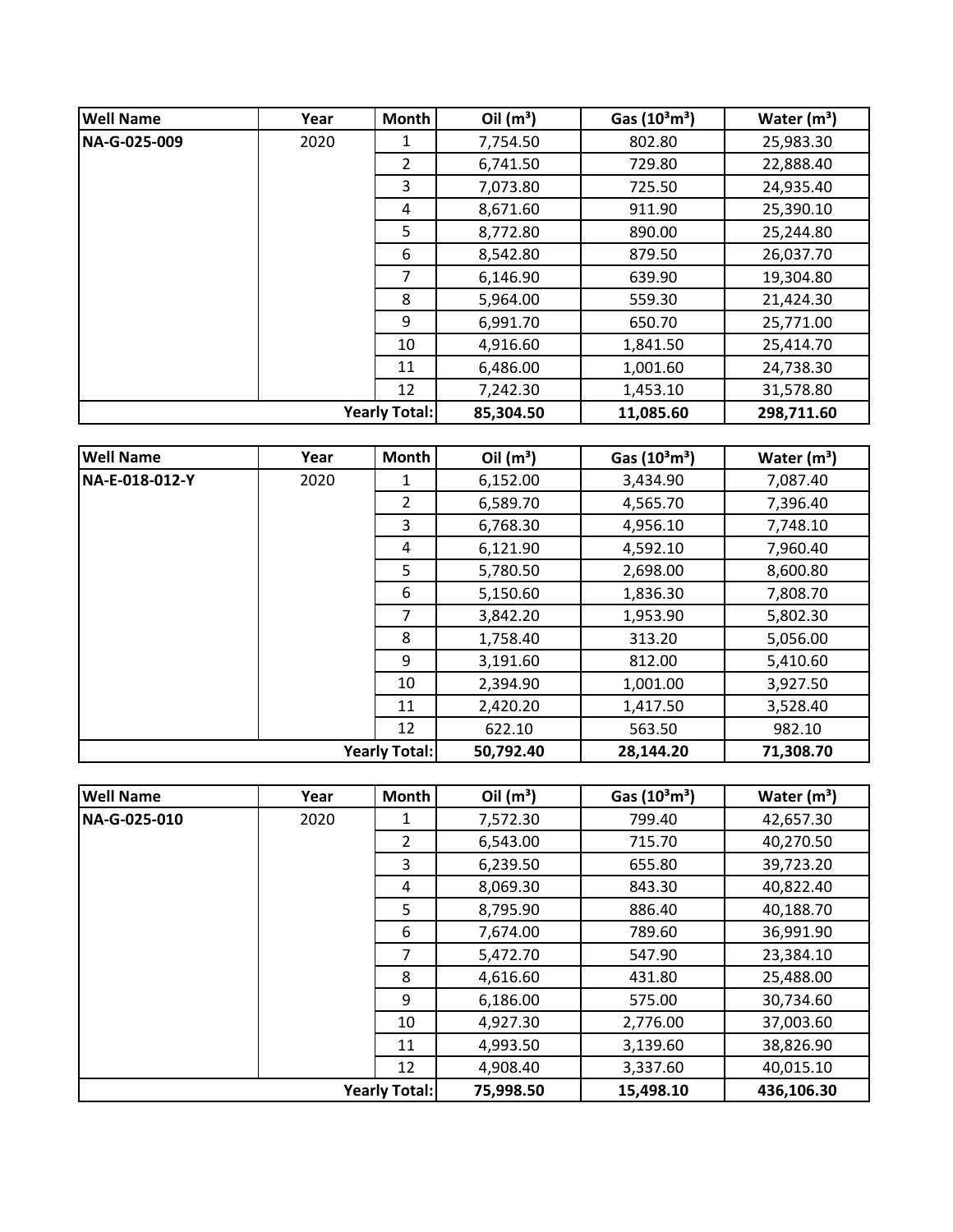| Well Name | Year | Month | Oil ($m^3$) | Gas ($10^3m^3$) | Water ($m^3$) |
|---|---|---|---|---|---|
| **NA-G-025-009** | 2020 | 1 | 7,754.50 | 802.80 | 25,983.30 |
| | | 2 | 6,741.50 | 729.80 | 22,888.40 |
| | | 3 | 7,073.80 | 725.50 | 24,935.40 |
| | | 4 | 8,671.60 | 911.90 | 25,390.10 |
| | | 5 | 8,772.80 | 890.00 | 25,244.80 |
| | | 6 | 8,542.80 | 879.50 | 26,037.70 |
| | | 7 | 6,146.90 | 639.90 | 19,304.80 |
| | | 8 | 5,964.00 | 559.30 | 21,424.30 |
| | | 9 | 6,991.70 | 650.70 | 25,771.00 |
| | | 10 | 4,916.60 | 1,841.50 | 25,414.70 |
| | | 11 | 6,486.00 | 1,001.60 | 24,738.30 |
| | | 12 | 7,242.30 | 1,453.10 | 31,578.80 |
| | | **Yearly Total:** | **85,304.50** | **11,085.60** | **298,711.60** |

| Well Name | Year | Month | Oil ($m^3$) | Gas ($10^3m^3$) | Water ($m^3$) |
|---|---|---|---|---|---|
| **NA-E-018-012-Y** | 2020 | 1 | 6,152.00 | 3,434.90 | 7,087.40 |
| | | 2 | 6,589.70 | 4,565.70 | 7,396.40 |
| | | 3 | 6,768.30 | 4,956.10 | 7,748.10 |
| | | 4 | 6,121.90 | 4,592.10 | 7,960.40 |
| | | 5 | 5,780.50 | 2,698.00 | 8,600.80 |
| | | 6 | 5,150.60 | 1,836.30 | 7,808.70 |
| | | 7 | 3,842.20 | 1,953.90 | 5,802.30 |
| | | 8 | 1,758.40 | 313.20 | 5,056.00 |
| | | 9 | 3,191.60 | 812.00 | 5,410.60 |
| | | 10 | 2,394.90 | 1,001.00 | 3,927.50 |
| | | 11 | 2,420.20 | 1,417.50 | 3,528.40 |
| | | 12 | 622.10 | 563.50 | 982.10 |
| | | **Yearly Total:** | **50,792.40** | **28,144.20** | **71,308.70** |

| Well Name | Year | Month | Oil ($m^3$) | Gas ($10^3m^3$) | Water ($m^3$) |
|---|---|---|---|---|---|
| **NA-G-025-010** | 2020 | 1 | 7,572.30 | 799.40 | 42,657.30 |
| | | 2 | 6,543.00 | 715.70 | 40,270.50 |
| | | 3 | 6,239.50 | 655.80 | 39,723.20 |
| | | 4 | 8,069.30 | 843.30 | 40,822.40 |
| | | 5 | 8,795.90 | 886.40 | 40,188.70 |
| | | 6 | 7,674.00 | 789.60 | 36,991.90 |
| | | 7 | 5,472.70 | 547.90 | 23,384.10 |
| | | 8 | 4,616.60 | 431.80 | 25,488.00 |
| | | 9 | 6,186.00 | 575.00 | 30,734.60 |
| | | 10 | 4,927.30 | 2,776.00 | 37,003.60 |
| | | 11 | 4,993.50 | 3,139.60 | 38,826.90 |
| | | 12 | 4,908.40 | 3,337.60 | 40,015.10 |
| | | **Yearly Total:** | **75,998.50** | **15,498.10** | **436,106.30** |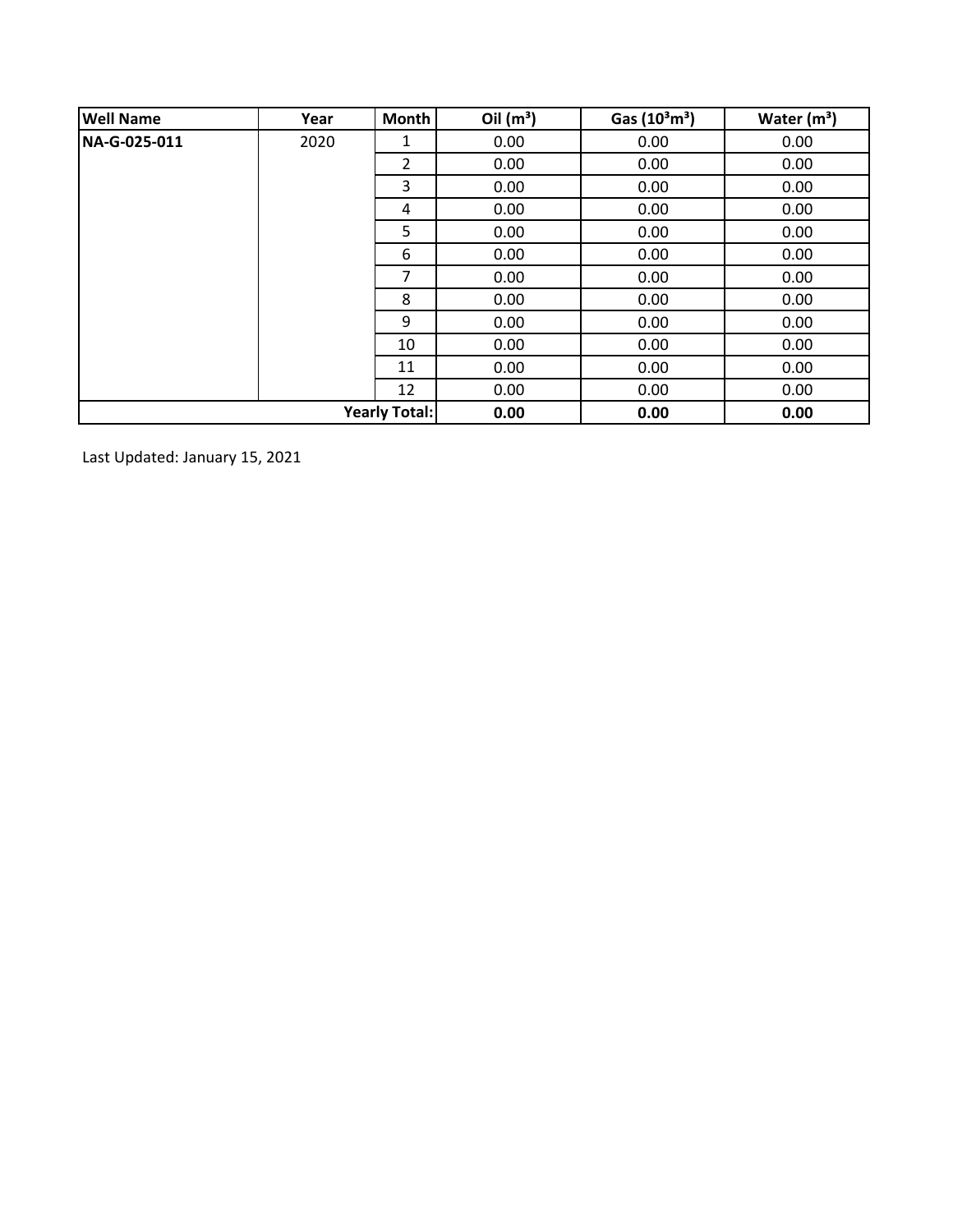| Well Name | Year | Month | Oil ($m^3$) | Gas ($10^3m^3$) | Water ($m^3$) |
|---|---|---|---|---|---|
| **NA-G-025-011** | 2020 | 1 | 0.00 | 0.00 | 0.00 |
| | | 2 | 0.00 | 0.00 | 0.00 |
| | | 3 | 0.00 | 0.00 | 0.00 |
| | | 4 | 0.00 | 0.00 | 0.00 |
| | | 5 | 0.00 | 0.00 | 0.00 |
| | | 6 | 0.00 | 0.00 | 0.00 |
| | | 7 | 0.00 | 0.00 | 0.00 |
| | | 8 | 0.00 | 0.00 | 0.00 |
| | | 9 | 0.00 | 0.00 | 0.00 |
| | | 10 | 0.00 | 0.00 | 0.00 |
| | | 11 | 0.00 | 0.00 | 0.00 |
| | | 12 | 0.00 | 0.00 | 0.00 |
| | | **Yearly Total:** | **0.00** | **0.00** | **0.00** |

Last Updated: January 15, 2021